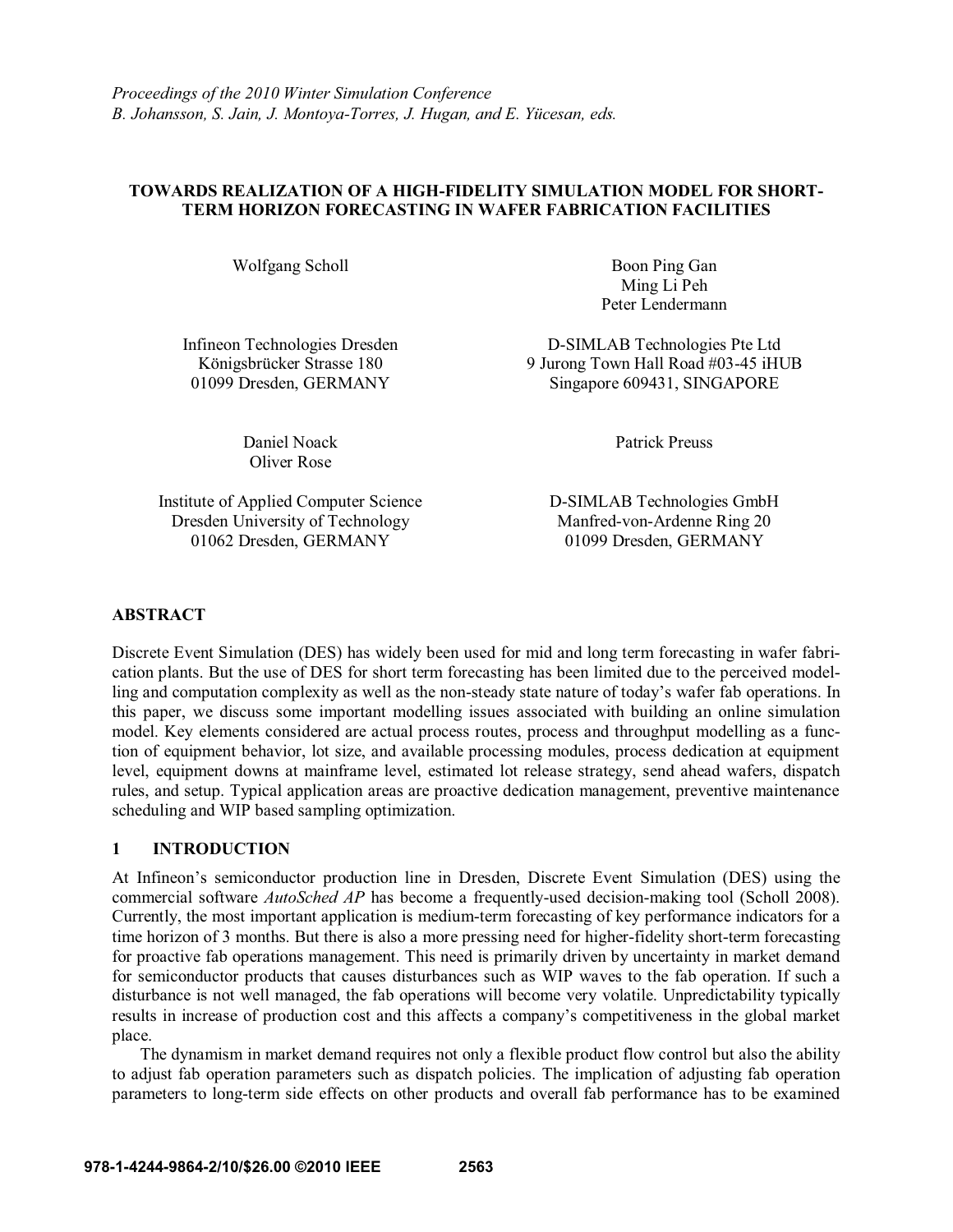*Proceedings of the 2010 Winter Simulation Conference*
*B. Johansson, S. Jain, J. Montoya-Torres, J. Hugan, and E. Yücesan, eds.*

# TOWARDS REALIZATION OF A HIGH-FIDELITY SIMULATION MODEL FOR SHORT-TERM HORIZON FORECASTING IN WAFER FABRICATION FACILITIES

Wolfgang Scholl

Infineon Technologies Dresden
Königsbrücker Strasse 180
01099 Dresden, GERMANY

Boon Ping Gan
Ming Li Peh
Peter Lendermann

D-SIMLAB Technologies Pte Ltd
9 Jurong Town Hall Road #03-45 iHUB
Singapore 609431, SINGAPORE

Daniel Noack
Oliver Rose

Institute of Applied Computer Science
Dresden University of Technology
01062 Dresden, GERMANY

Patrick Preuss

D-SIMLAB Technologies GmbH
Manfred-von-Ardenne Ring 20
01099 Dresden, GERMANY

## ABSTRACT

Discrete Event Simulation (DES) has widely been used for mid and long term forecasting in wafer fabrication plants. But the use of DES for short term forecasting has been limited due to the perceived modelling and computation complexity as well as the non-steady state nature of today's wafer fab operations. In this paper, we discuss some important modelling issues associated with building an online simulation model. Key elements considered are actual process routes, process and throughput modelling as a function of equipment behavior, lot size, and available processing modules, process dedication at equipment level, equipment downs at mainframe level, estimated lot release strategy, send ahead wafers, dispatch rules, and setup. Typical application areas are proactive dedication management, preventive maintenance scheduling and WIP based sampling optimization.

## 1 INTRODUCTION

At Infineon's semiconductor production line in Dresden, Discrete Event Simulation (DES) using the commercial software *AutoSched AP* has become a frequently-used decision-making tool (Scholl 2008). Currently, the most important application is medium-term forecasting of key performance indicators for a time horizon of 3 months. But there is also a more pressing need for higher-fidelity short-term forecasting for proactive fab operations management. This need is primarily driven by uncertainty in market demand for semiconductor products that causes disturbances such as WIP waves to the fab operation. If such a disturbance is not well managed, the fab operations will become very volatile. Unpredictability typically results in increase of production cost and this affects a company's competitiveness in the global market place.

The dynamism in market demand requires not only a flexible product flow control but also the ability to adjust fab operation parameters such as dispatch policies. The implication of adjusting fab operation parameters to long-term side effects on other products and overall fab performance has to be examined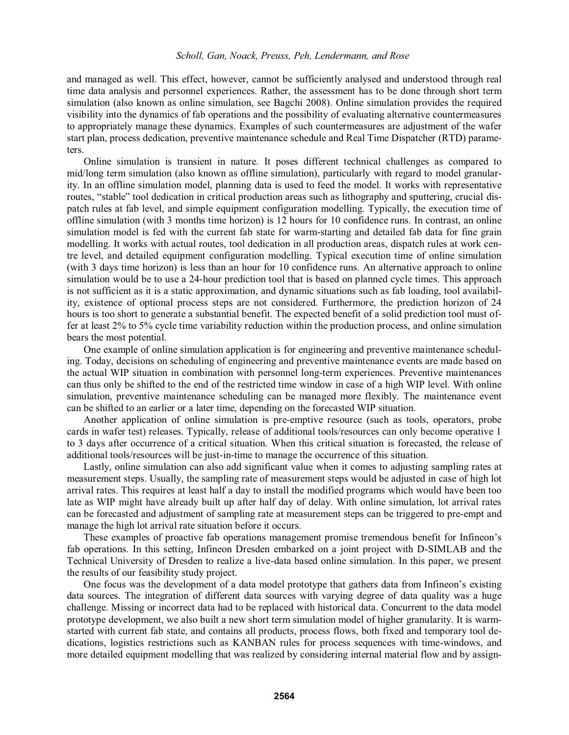and managed as well. This effect, however, cannot be sufficiently analysed and understood through real time data analysis and personnel experiences. Rather, the assessment has to be done through short term simulation (also known as online simulation, see Bagchi 2008). Online simulation provides the required visibility into the dynamics of fab operations and the possibility of evaluating alternative countermeasures to appropriately manage these dynamics. Examples of such countermeasures are adjustment of the wafer start plan, process dedication, preventive maintenance schedule and Real Time Dispatcher (RTD) parameters.

Online simulation is transient in nature. It poses different technical challenges as compared to mid/long term simulation (also known as offline simulation), particularly with regard to model granularity. In an offline simulation model, planning data is used to feed the model. It works with representative routes, "stable" tool dedication in critical production areas such as lithography and sputtering, crucial dispatch rules at fab level, and simple equipment configuration modelling. Typically, the execution time of offline simulation (with 3 months time horizon) is 12 hours for 10 confidence runs. In contrast, an online simulation model is fed with the current fab state for warm-starting and detailed fab data for fine grain modelling. It works with actual routes, tool dedication in all production areas, dispatch rules at work centre level, and detailed equipment configuration modelling. Typical execution time of online simulation (with 3 days time horizon) is less than an hour for 10 confidence runs. An alternative approach to online simulation would be to use a 24-hour prediction tool that is based on planned cycle times. This approach is not sufficient as it is a static approximation, and dynamic situations such as fab loading, tool availability, existence of optional process steps are not considered. Furthermore, the prediction horizon of 24 hours is too short to generate a substantial benefit. The expected benefit of a solid prediction tool must offer at least 2% to 5% cycle time variability reduction within the production process, and online simulation bears the most potential.

One example of online simulation application is for engineering and preventive maintenance scheduling. Today, decisions on scheduling of engineering and preventive maintenance events are made based on the actual WIP situation in combination with personnel long-term experiences. Preventive maintenances can thus only be shifted to the end of the restricted time window in case of a high WIP level. With online simulation, preventive maintenance scheduling can be managed more flexibly. The maintenance event can be shifted to an earlier or a later time, depending on the forecasted WIP situation.

Another application of online simulation is pre-emptive resource (such as tools, operators, probe cards in wafer test) releases. Typically, release of additional tools/resources can only become operative 1 to 3 days after occurrence of a critical situation. When this critical situation is forecasted, the release of additional tools/resources will be just-in-time to manage the occurrence of this situation.

Lastly, online simulation can also add significant value when it comes to adjusting sampling rates at measurement steps. Usually, the sampling rate of measurement steps would be adjusted in case of high lot arrival rates. This requires at least half a day to install the modified programs which would have been too late as WIP might have already built up after half day of delay. With online simulation, lot arrival rates can be forecasted and adjustment of sampling rate at measurement steps can be triggered to pre-empt and manage the high lot arrival rate situation before it occurs.

These examples of proactive fab operations management promise tremendous benefit for Infineon's fab operations. In this setting, Infineon Dresden embarked on a joint project with D-SIMLAB and the Technical University of Dresden to realize a live-data based online simulation. In this paper, we present the results of our feasibility study project.

One focus was the development of a data model prototype that gathers data from Infineon's existing data sources. The integration of different data sources with varying degree of data quality was a huge challenge. Missing or incorrect data had to be replaced with historical data. Concurrent to the data model prototype development, we also built a new short term simulation model of higher granularity. It is warm-started with current fab state, and contains all products, process flows, both fixed and temporary tool dedications, logistics restrictions such as KANBAN rules for process sequences with time-windows, and more detailed equipment modelling that was realized by considering internal material flow and by assign-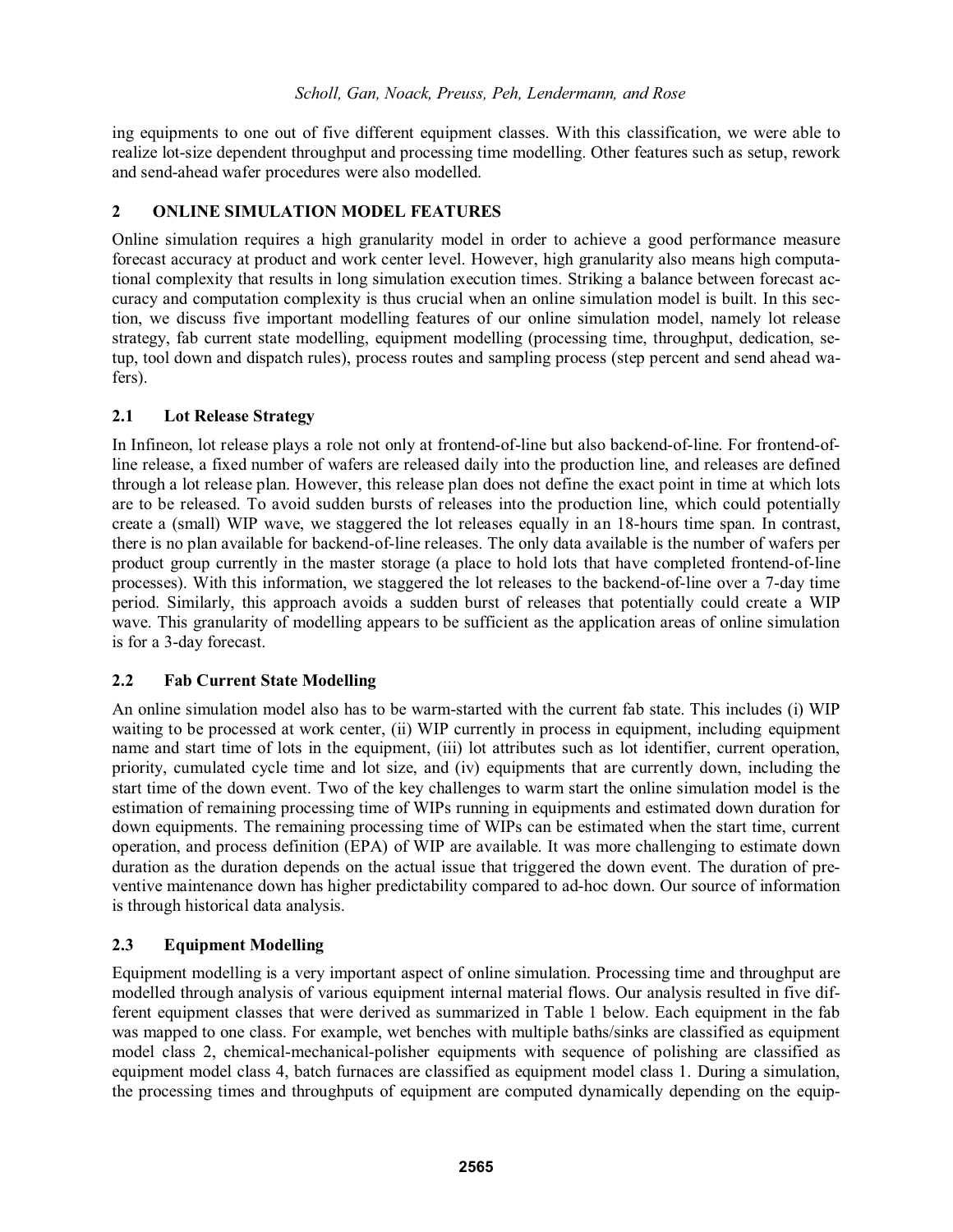ing equipments to one out of five different equipment classes. With this classification, we were able to realize lot-size dependent throughput and processing time modelling. Other features such as setup, rework and send-ahead wafer procedures were also modelled.

## 2 ONLINE SIMULATION MODEL FEATURES

Online simulation requires a high granularity model in order to achieve a good performance measure forecast accuracy at product and work center level. However, high granularity also means high computational complexity that results in long simulation execution times. Striking a balance between forecast accuracy and computation complexity is thus crucial when an online simulation model is built. In this section, we discuss five important modelling features of our online simulation model, namely lot release strategy, fab current state modelling, equipment modelling (processing time, throughput, dedication, setup, tool down and dispatch rules), process routes and sampling process (step percent and send ahead wafers).

### 2.1 Lot Release Strategy

In Infineon, lot release plays a role not only at frontend-of-line but also backend-of-line. For frontend-of-line release, a fixed number of wafers are released daily into the production line, and releases are defined through a lot release plan. However, this release plan does not define the exact point in time at which lots are to be released. To avoid sudden bursts of releases into the production line, which could potentially create a (small) WIP wave, we staggered the lot releases equally in an 18-hours time span. In contrast, there is no plan available for backend-of-line releases. The only data available is the number of wafers per product group currently in the master storage (a place to hold lots that have completed frontend-of-line processes). With this information, we staggered the lot releases to the backend-of-line over a 7-day time period. Similarly, this approach avoids a sudden burst of releases that potentially could create a WIP wave. This granularity of modelling appears to be sufficient as the application areas of online simulation is for a 3-day forecast.

### 2.2 Fab Current State Modelling

An online simulation model also has to be warm-started with the current fab state. This includes (i) WIP waiting to be processed at work center, (ii) WIP currently in process in equipment, including equipment name and start time of lots in the equipment, (iii) lot attributes such as lot identifier, current operation, priority, cumulated cycle time and lot size, and (iv) equipments that are currently down, including the start time of the down event. Two of the key challenges to warm start the online simulation model is the estimation of remaining processing time of WIPs running in equipments and estimated down duration for down equipments. The remaining processing time of WIPs can be estimated when the start time, current operation, and process definition (EPA) of WIP are available. It was more challenging to estimate down duration as the duration depends on the actual issue that triggered the down event. The duration of preventive maintenance down has higher predictability compared to ad-hoc down. Our source of information is through historical data analysis.

### 2.3 Equipment Modelling

Equipment modelling is a very important aspect of online simulation. Processing time and throughput are modelled through analysis of various equipment internal material flows. Our analysis resulted in five different equipment classes that were derived as summarized in Table 1 below. Each equipment in the fab was mapped to one class. For example, wet benches with multiple baths/sinks are classified as equipment model class 2, chemical-mechanical-polisher equipments with sequence of polishing are classified as equipment model class 4, batch furnaces are classified as equipment model class 1. During a simulation, the processing times and throughputs of equipment are computed dynamically depending on the equip-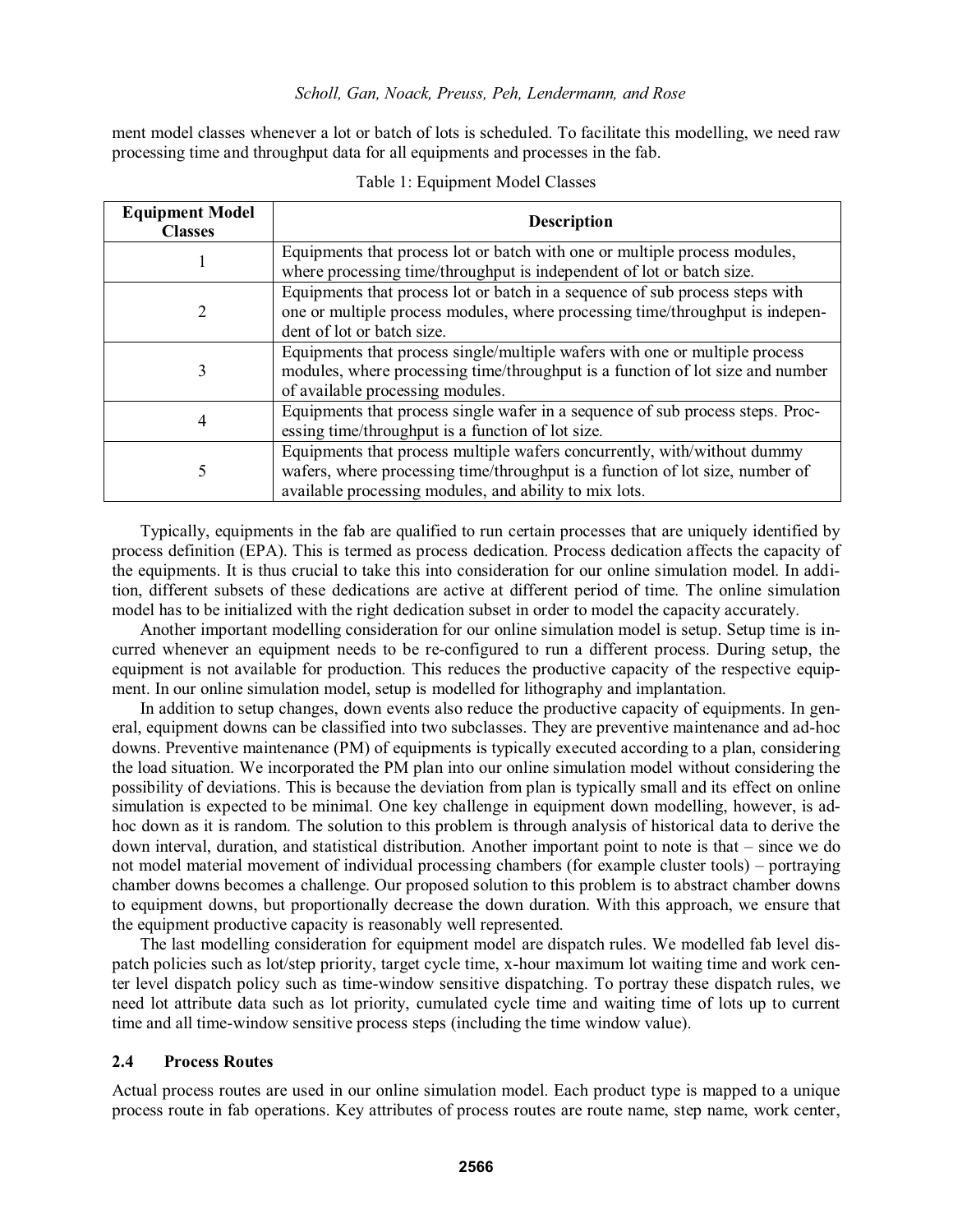ment model classes whenever a lot or batch of lots is scheduled. To facilitate this modelling, we need raw processing time and throughput data for all equipments and processes in the fab.

Table 1: Equipment Model Classes

| Equipment Model Classes | Description |
|---|---|
| 1 | Equipments that process lot or batch with one or multiple process modules, where processing time/throughput is independent of lot or batch size. |
| 2 | Equipments that process lot or batch in a sequence of sub process steps with one or multiple process modules, where processing time/throughput is independent of lot or batch size. |
| 3 | Equipments that process single/multiple wafers with one or multiple process modules, where processing time/throughput is a function of lot size and number of available processing modules. |
| 4 | Equipments that process single wafer in a sequence of sub process steps. Processing time/throughput is a function of lot size. |
| 5 | Equipments that process multiple wafers concurrently, with/without dummy wafers, where processing time/throughput is a function of lot size, number of available processing modules, and ability to mix lots. |

Typically, equipments in the fab are qualified to run certain processes that are uniquely identified by process definition (EPA). This is termed as process dedication. Process dedication affects the capacity of the equipments. It is thus crucial to take this into consideration for our online simulation model. In addition, different subsets of these dedications are active at different period of time. The online simulation model has to be initialized with the right dedication subset in order to model the capacity accurately.

Another important modelling consideration for our online simulation model is setup. Setup time is incurred whenever an equipment needs to be re-configured to run a different process. During setup, the equipment is not available for production. This reduces the productive capacity of the respective equipment. In our online simulation model, setup is modelled for lithography and implantation.

In addition to setup changes, down events also reduce the productive capacity of equipments. In general, equipment downs can be classified into two subclasses. They are preventive maintenance and ad-hoc downs. Preventive maintenance (PM) of equipments is typically executed according to a plan, considering the load situation. We incorporated the PM plan into our online simulation model without considering the possibility of deviations. This is because the deviation from plan is typically small and its effect on online simulation is expected to be minimal. One key challenge in equipment down modelling, however, is ad-hoc down as it is random. The solution to this problem is through analysis of historical data to derive the down interval, duration, and statistical distribution. Another important point to note is that – since we do not model material movement of individual processing chambers (for example cluster tools) – portraying chamber downs becomes a challenge. Our proposed solution to this problem is to abstract chamber downs to equipment downs, but proportionally decrease the down duration. With this approach, we ensure that the equipment productive capacity is reasonably well represented.

The last modelling consideration for equipment model are dispatch rules. We modelled fab level dispatch policies such as lot/step priority, target cycle time, x-hour maximum lot waiting time and work center level dispatch policy such as time-window sensitive dispatching. To portray these dispatch rules, we need lot attribute data such as lot priority, cumulated cycle time and waiting time of lots up to current time and all time-window sensitive process steps (including the time window value).

### 2.4 Process Routes

Actual process routes are used in our online simulation model. Each product type is mapped to a unique process route in fab operations. Key attributes of process routes are route name, step name, work center,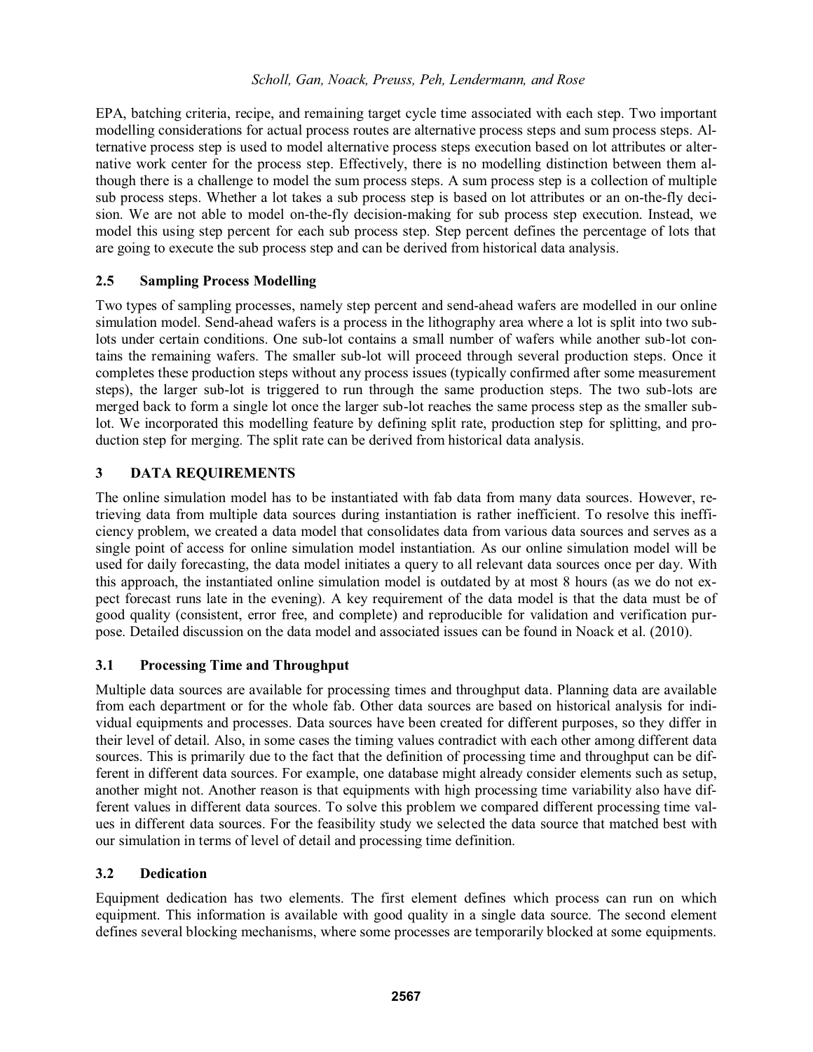EPA, batching criteria, recipe, and remaining target cycle time associated with each step. Two important modelling considerations for actual process routes are alternative process steps and sum process steps. Alternative process step is used to model alternative process steps execution based on lot attributes or alternative work center for the process step. Effectively, there is no modelling distinction between them although there is a challenge to model the sum process steps. A sum process step is a collection of multiple sub process steps. Whether a lot takes a sub process step is based on lot attributes or an on-the-fly decision. We are not able to model on-the-fly decision-making for sub process step execution. Instead, we model this using step percent for each sub process step. Step percent defines the percentage of lots that are going to execute the sub process step and can be derived from historical data analysis.

### 2.5 Sampling Process Modelling

Two types of sampling processes, namely step percent and send-ahead wafers are modelled in our online simulation model. Send-ahead wafers is a process in the lithography area where a lot is split into two sub-lots under certain conditions. One sub-lot contains a small number of wafers while another sub-lot contains the remaining wafers. The smaller sub-lot will proceed through several production steps. Once it completes these production steps without any process issues (typically confirmed after some measurement steps), the larger sub-lot is triggered to run through the same production steps. The two sub-lots are merged back to form a single lot once the larger sub-lot reaches the same process step as the smaller sub-lot. We incorporated this modelling feature by defining split rate, production step for splitting, and production step for merging. The split rate can be derived from historical data analysis.

## 3 DATA REQUIREMENTS

The online simulation model has to be instantiated with fab data from many data sources. However, retrieving data from multiple data sources during instantiation is rather inefficient. To resolve this inefficiency problem, we created a data model that consolidates data from various data sources and serves as a single point of access for online simulation model instantiation. As our online simulation model will be used for daily forecasting, the data model initiates a query to all relevant data sources once per day. With this approach, the instantiated online simulation model is outdated by at most 8 hours (as we do not expect forecast runs late in the evening). A key requirement of the data model is that the data must be of good quality (consistent, error free, and complete) and reproducible for validation and verification purpose. Detailed discussion on the data model and associated issues can be found in Noack et al. (2010).

### 3.1 Processing Time and Throughput

Multiple data sources are available for processing times and throughput data. Planning data are available from each department or for the whole fab. Other data sources are based on historical analysis for individual equipments and processes. Data sources have been created for different purposes, so they differ in their level of detail. Also, in some cases the timing values contradict with each other among different data sources. This is primarily due to the fact that the definition of processing time and throughput can be different in different data sources. For example, one database might already consider elements such as setup, another might not. Another reason is that equipments with high processing time variability also have different values in different data sources. To solve this problem we compared different processing time values in different data sources. For the feasibility study we selected the data source that matched best with our simulation in terms of level of detail and processing time definition.

### 3.2 Dedication

Equipment dedication has two elements. The first element defines which process can run on which equipment. This information is available with good quality in a single data source. The second element defines several blocking mechanisms, where some processes are temporarily blocked at some equipments.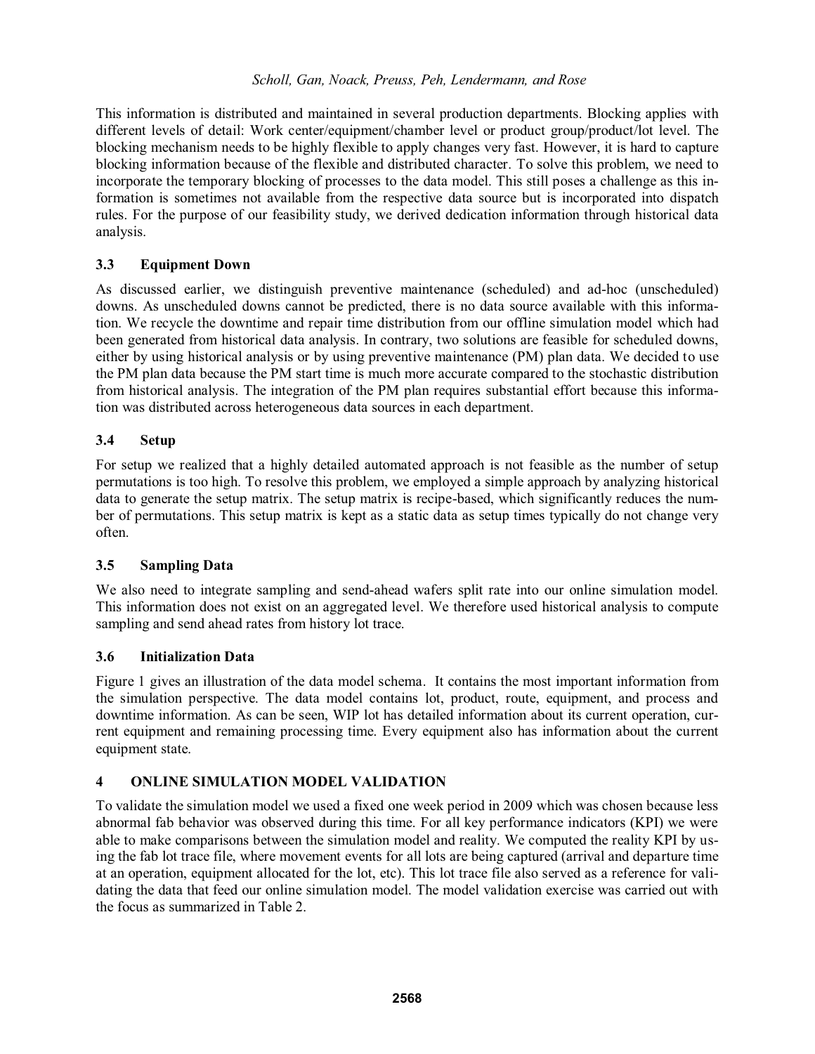This information is distributed and maintained in several production departments. Blocking applies with different levels of detail: Work center/equipment/chamber level or product group/product/lot level. The blocking mechanism needs to be highly flexible to apply changes very fast. However, it is hard to capture blocking information because of the flexible and distributed character. To solve this problem, we need to incorporate the temporary blocking of processes to the data model. This still poses a challenge as this information is sometimes not available from the respective data source but is incorporated into dispatch rules. For the purpose of our feasibility study, we derived dedication information through historical data analysis.

### 3.3 Equipment Down

As discussed earlier, we distinguish preventive maintenance (scheduled) and ad-hoc (unscheduled) downs. As unscheduled downs cannot be predicted, there is no data source available with this information. We recycle the downtime and repair time distribution from our offline simulation model which had been generated from historical data analysis. In contrary, two solutions are feasible for scheduled downs, either by using historical analysis or by using preventive maintenance (PM) plan data. We decided to use the PM plan data because the PM start time is much more accurate compared to the stochastic distribution from historical analysis. The integration of the PM plan requires substantial effort because this information was distributed across heterogeneous data sources in each department.

### 3.4 Setup

For setup we realized that a highly detailed automated approach is not feasible as the number of setup permutations is too high. To resolve this problem, we employed a simple approach by analyzing historical data to generate the setup matrix. The setup matrix is recipe-based, which significantly reduces the number of permutations. This setup matrix is kept as a static data as setup times typically do not change very often.

### 3.5 Sampling Data

We also need to integrate sampling and send-ahead wafers split rate into our online simulation model. This information does not exist on an aggregated level. We therefore used historical analysis to compute sampling and send ahead rates from history lot trace.

### 3.6 Initialization Data

Figure 1 gives an illustration of the data model schema. It contains the most important information from the simulation perspective. The data model contains lot, product, route, equipment, and process and downtime information. As can be seen, WIP lot has detailed information about its current operation, current equipment and remaining processing time. Every equipment also has information about the current equipment state.

## 4 ONLINE SIMULATION MODEL VALIDATION

To validate the simulation model we used a fixed one week period in 2009 which was chosen because less abnormal fab behavior was observed during this time. For all key performance indicators (KPI) we were able to make comparisons between the simulation model and reality. We computed the reality KPI by using the fab lot trace file, where movement events for all lots are being captured (arrival and departure time at an operation, equipment allocated for the lot, etc). This lot trace file also served as a reference for validating the data that feed our online simulation model. The model validation exercise was carried out with the focus as summarized in Table 2.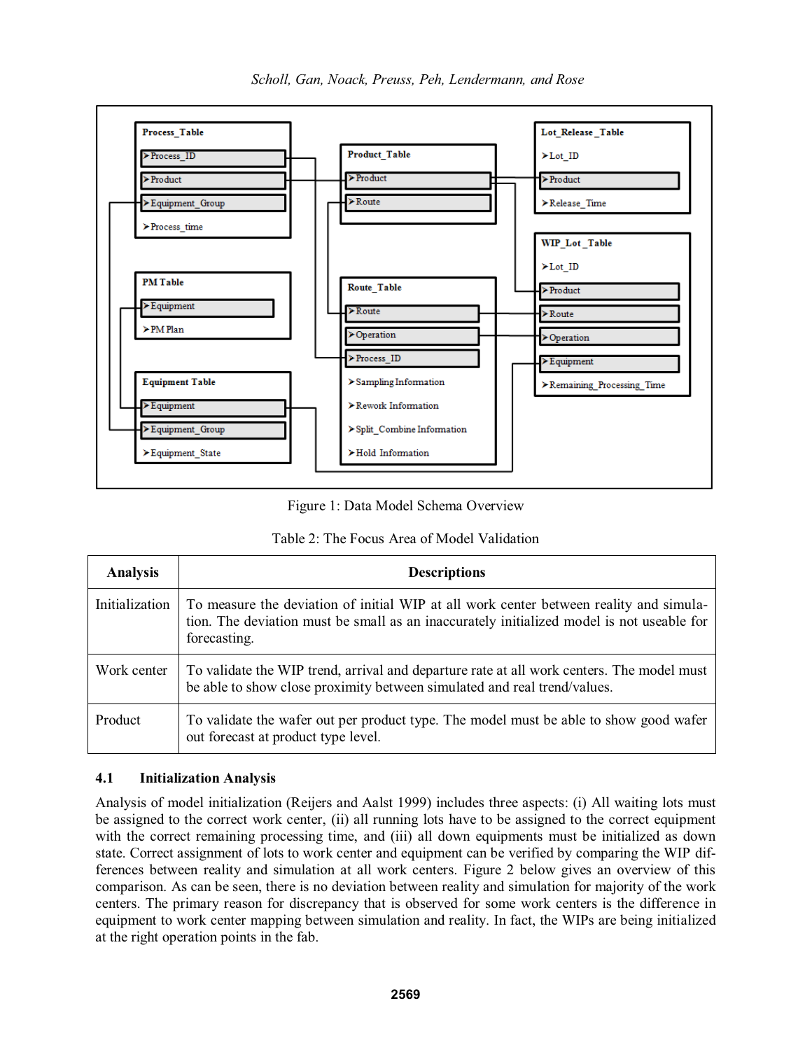**Process_Table**
- Process_ID
- Product
- Equipment_Group
- Process_time

**Product_Table**
- Product
- Route

**Lot_Release_Table**
- Lot_ID
- Product
- Release_Time

**WIP_Lot_Table**
- Lot_ID
- Product
- Route
- Operation
- Equipment
- Remaining_Processing_Time

**PM Table**
- Equipment
- PM Plan

**Route_Table**
- Route
- Operation
- Process_ID
- Sampling Information
- Rework Information
- Split_Combine Information
- Hold Information

**Equipment Table**
- Equipment
- Equipment_Group
- Equipment_State

Figure 1: Data Model Schema Overview

Table 2: The Focus Area of Model Validation

| Analysis | Descriptions |
|---|---|
| Initialization | To measure the deviation of initial WIP at all work center between reality and simulation. The deviation must be small as an inaccurately initialized model is not useable for forecasting. |
| Work center | To validate the WIP trend, arrival and departure rate at all work centers. The model must be able to show close proximity between simulated and real trend/values. |
| Product | To validate the wafer out per product type. The model must be able to show good wafer out forecast at product type level. |

### 4.1 Initialization Analysis

Analysis of model initialization (Reijers and Aalst 1999) includes three aspects: (i) All waiting lots must be assigned to the correct work center, (ii) all running lots have to be assigned to the correct equipment with the correct remaining processing time, and (iii) all down equipments must be initialized as down state. Correct assignment of lots to work center and equipment can be verified by comparing the WIP differences between reality and simulation at all work centers. Figure 2 below gives an overview of this comparison. As can be seen, there is no deviation between reality and simulation for majority of the work centers. The primary reason for discrepancy that is observed for some work centers is the difference in equipment to work center mapping between simulation and reality. In fact, the WIPs are being initialized at the right operation points in the fab.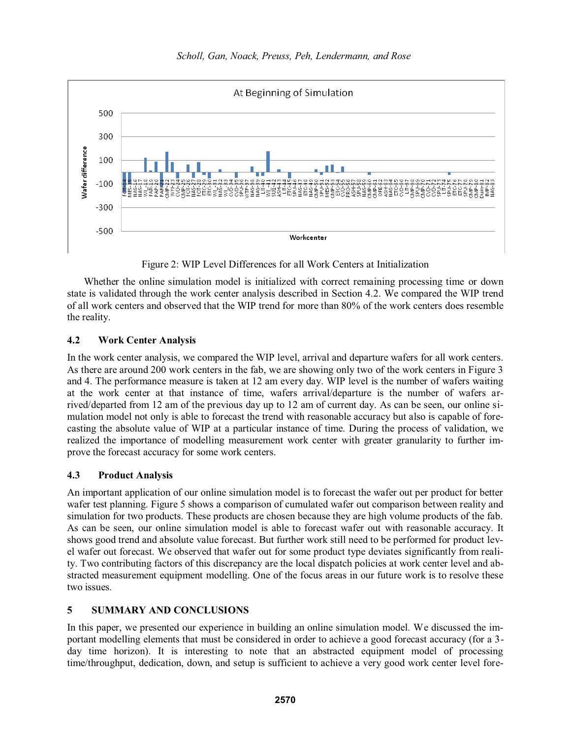Figure 2: WIP Level Differences for all Work Centers at Initialization

Whether the online simulation model is initialized with correct remaining processing time or down state is validated through the work center analysis described in Section 4.2. We compared the WIP trend of all work centers and observed that the WIP trend for more than 80% of the work centers does resemble the reality.

### 4.2 Work Center Analysis

In the work center analysis, we compared the WIP level, arrival and departure wafers for all work centers. As there are around 200 work centers in the fab, we are showing only two of the work centers in Figure 3 and 4. The performance measure is taken at 12 am every day. WIP level is the number of wafers waiting at the work center at that instance of time, wafers arrival/departure is the number of wafers arrived/departed from 12 am of the previous day up to 12 am of current day. As can be seen, our online simulation model not only is able to forecast the trend with reasonable accuracy but also is capable of forecasting the absolute value of WIP at a particular instance of time. During the process of validation, we realized the importance of modelling measurement work center with greater granularity to further improve the forecast accuracy for some work centers.

### 4.3 Product Analysis

An important application of our online simulation model is to forecast the wafer out per product for better wafer test planning. Figure 5 shows a comparison of cumulated wafer out comparison between reality and simulation for two products. These products are chosen because they are high volume products of the fab. As can be seen, our online simulation model is able to forecast wafer out with reasonable accuracy. It shows good trend and absolute value forecast. But further work still need to be performed for product level wafer out forecast. We observed that wafer out for some product type deviates significantly from reality. Two contributing factors of this discrepancy are the local dispatch policies at work center level and abstracted measurement equipment modelling. One of the focus areas in our future work is to resolve these two issues.

## 5 SUMMARY AND CONCLUSIONS

In this paper, we presented our experience in building an online simulation model. We discussed the important modelling elements that must be considered in order to achieve a good forecast accuracy (for a 3-day time horizon). It is interesting to note that an abstracted equipment model of processing time/throughput, dedication, down, and setup is sufficient to achieve a very good work center level fore-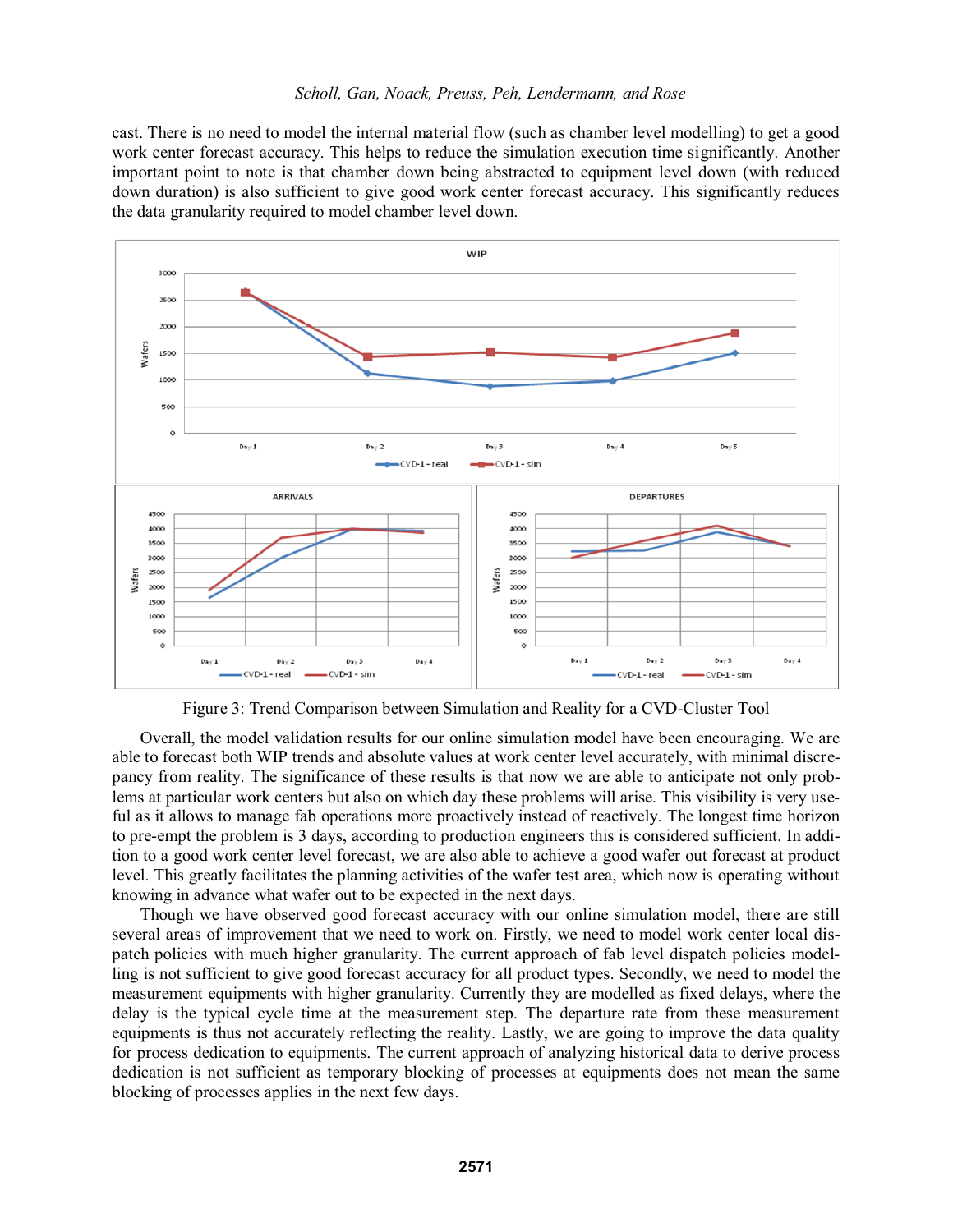cast. There is no need to model the internal material flow (such as chamber level modelling) to get a good work center forecast accuracy. This helps to reduce the simulation execution time significantly. Another important point to note is that chamber down being abstracted to equipment level down (with reduced down duration) is also sufficient to give good work center forecast accuracy. This significantly reduces the data granularity required to model chamber level down.

WIP

Wafers

3000
2500
2000
1500
1000
500
0

Day 1 Day 2 Day 3 Day 4 Day 5

CVD-1 - real CVD-1 - sim

ARRIVALS

Wafers

4500
4000
3500
3000
2500
2000
1500
1000
500
0

Day 1 Day 2 Day 3 Day 4

CVD-1 - real CVD-1 - sim

DEPARTURES

Wafers

4500
4000
3500
3000
2500
2000
1500
1000
500
0

Day 1 Day 2 Day 3 Day 4

CVD-1 - real CVD-1 - sim

Figure 3: Trend Comparison between Simulation and Reality for a CVD-Cluster Tool

Overall, the model validation results for our online simulation model have been encouraging. We are able to forecast both WIP trends and absolute values at work center level accurately, with minimal discrepancy from reality. The significance of these results is that now we are able to anticipate not only problems at particular work centers but also on which day these problems will arise. This visibility is very useful as it allows to manage fab operations more proactively instead of reactively. The longest time horizon to pre-empt the problem is 3 days, according to production engineers this is considered sufficient. In addition to a good work center level forecast, we are also able to achieve a good wafer out forecast at product level. This greatly facilitates the planning activities of the wafer test area, which now is operating without knowing in advance what wafer out to be expected in the next days.

Though we have observed good forecast accuracy with our online simulation model, there are still several areas of improvement that we need to work on. Firstly, we need to model work center local dispatch policies with much higher granularity. The current approach of fab level dispatch policies modelling is not sufficient to give good forecast accuracy for all product types. Secondly, we need to model the measurement equipments with higher granularity. Currently they are modelled as fixed delays, where the delay is the typical cycle time at the measurement step. The departure rate from these measurement equipments is thus not accurately reflecting the reality. Lastly, we are going to improve the data quality for process dedication to equipments. The current approach of analyzing historical data to derive process dedication is not sufficient as temporary blocking of processes at equipments does not mean the same blocking of processes applies in the next few days.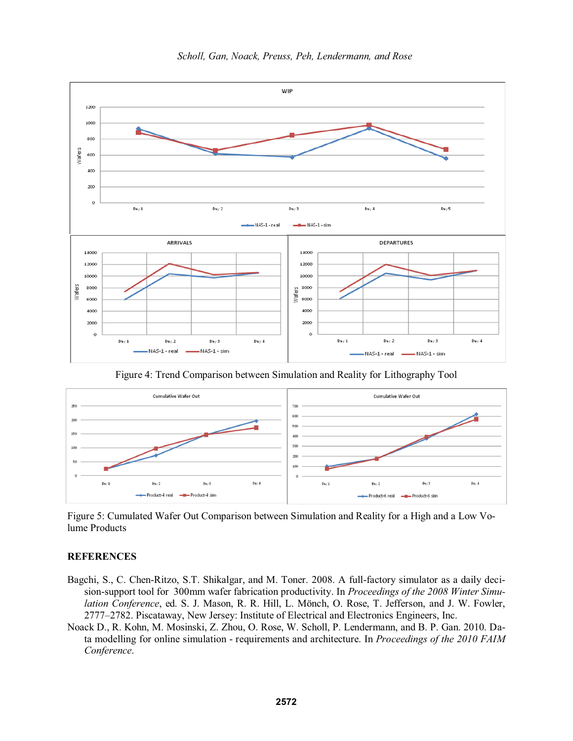Figure 4: Trend Comparison between Simulation and Reality for Lithography Tool

Figure 5: Cumulated Wafer Out Comparison between Simulation and Reality for a High and a Low Volume Products

## REFERENCES

Bagchi, S., C. Chen-Ritzo, S.T. Shikalgar, and M. Toner. 2008. A full-factory simulator as a daily decision-support tool for 300mm wafer fabrication productivity. In *Proceedings of the 2008 Winter Simulation Conference*, ed. S. J. Mason, R. R. Hill, L. Mönch, O. Rose, T. Jefferson, and J. W. Fowler, 2777–2782. Piscataway, New Jersey: Institute of Electrical and Electronics Engineers, Inc.

Noack D., R. Kohn, M. Mosinski, Z. Zhou, O. Rose, W. Scholl, P. Lendermann, and B. P. Gan. 2010. Data modelling for online simulation - requirements and architecture. In *Proceedings of the 2010 FAIM Conference*.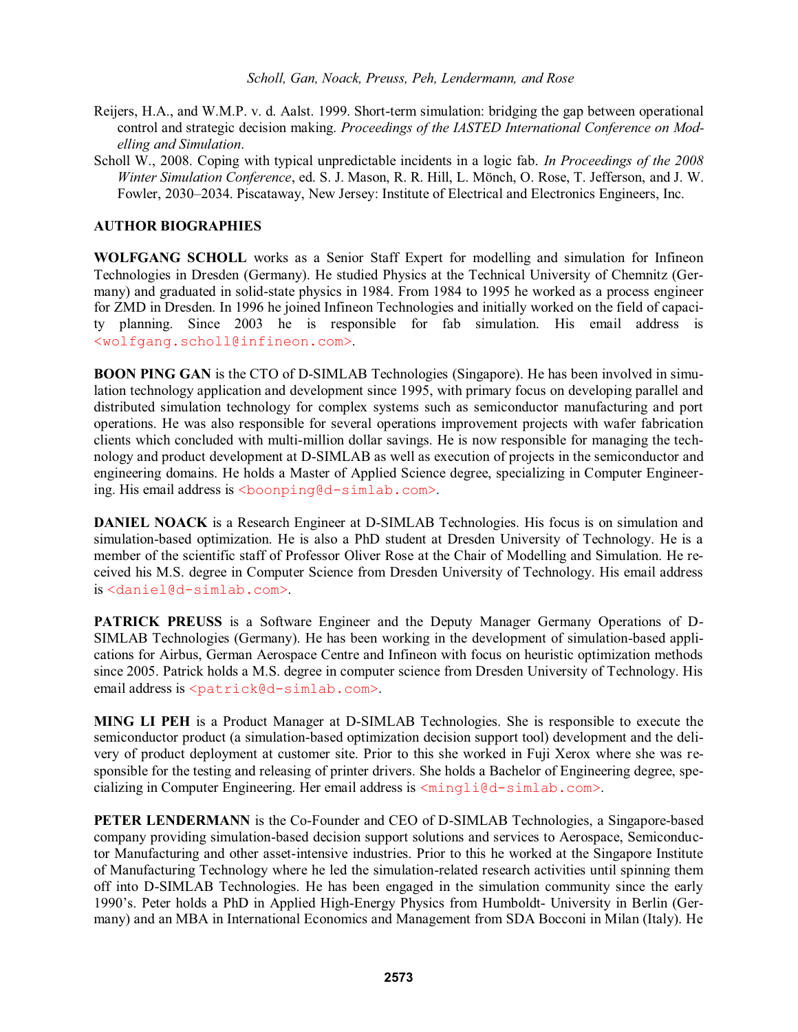Reijers, H.A., and W.M.P. v. d. Aalst. 1999. Short-term simulation: bridging the gap between operational control and strategic decision making. *Proceedings of the IASTED International Conference on Modelling and Simulation*.

Scholl W., 2008. Coping with typical unpredictable incidents in a logic fab. *In Proceedings of the 2008 Winter Simulation Conference*, ed. S. J. Mason, R. R. Hill, L. Mönch, O. Rose, T. Jefferson, and J. W. Fowler, 2030–2034. Piscataway, New Jersey: Institute of Electrical and Electronics Engineers, Inc.

## AUTHOR BIOGRAPHIES

**WOLFGANG SCHOLL** works as a Senior Staff Expert for modelling and simulation for Infineon Technologies in Dresden (Germany). He studied Physics at the Technical University of Chemnitz (Germany) and graduated in solid-state physics in 1984. From 1984 to 1995 he worked as a process engineer for ZMD in Dresden. In 1996 he joined Infineon Technologies and initially worked on the field of capacity planning. Since 2003 he is responsible for fab simulation. His email address is <wolfgang.scholl@infineon.com>.

**BOON PING GAN** is the CTO of D-SIMLAB Technologies (Singapore). He has been involved in simulation technology application and development since 1995, with primary focus on developing parallel and distributed simulation technology for complex systems such as semiconductor manufacturing and port operations. He was also responsible for several operations improvement projects with wafer fabrication clients which concluded with multi-million dollar savings. He is now responsible for managing the technology and product development at D-SIMLAB as well as execution of projects in the semiconductor and engineering domains. He holds a Master of Applied Science degree, specializing in Computer Engineering. His email address is <boonping@d-simlab.com>.

**DANIEL NOACK** is a Research Engineer at D-SIMLAB Technologies. His focus is on simulation and simulation-based optimization. He is also a PhD student at Dresden University of Technology. He is a member of the scientific staff of Professor Oliver Rose at the Chair of Modelling and Simulation. He received his M.S. degree in Computer Science from Dresden University of Technology. His email address is <daniel@d-simlab.com>.

**PATRICK PREUSS** is a Software Engineer and the Deputy Manager Germany Operations of D-SIMLAB Technologies (Germany). He has been working in the development of simulation-based applications for Airbus, German Aerospace Centre and Infineon with focus on heuristic optimization methods since 2005. Patrick holds a M.S. degree in computer science from Dresden University of Technology. His email address is <patrick@d-simlab.com>.

**MING LI PEH** is a Product Manager at D-SIMLAB Technologies. She is responsible to execute the semiconductor product (a simulation-based optimization decision support tool) development and the delivery of product deployment at customer site. Prior to this she worked in Fuji Xerox where she was responsible for the testing and releasing of printer drivers. She holds a Bachelor of Engineering degree, specializing in Computer Engineering. Her email address is <mingli@d-simlab.com>.

**PETER LENDERMANN** is the Co-Founder and CEO of D-SIMLAB Technologies, a Singapore-based company providing simulation-based decision support solutions and services to Aerospace, Semiconductor Manufacturing and other asset-intensive industries. Prior to this he worked at the Singapore Institute of Manufacturing Technology where he led the simulation-related research activities until spinning them off into D-SIMLAB Technologies. He has been engaged in the simulation community since the early 1990's. Peter holds a PhD in Applied High-Energy Physics from Humboldt- University in Berlin (Germany) and an MBA in International Economics and Management from SDA Bocconi in Milan (Italy). He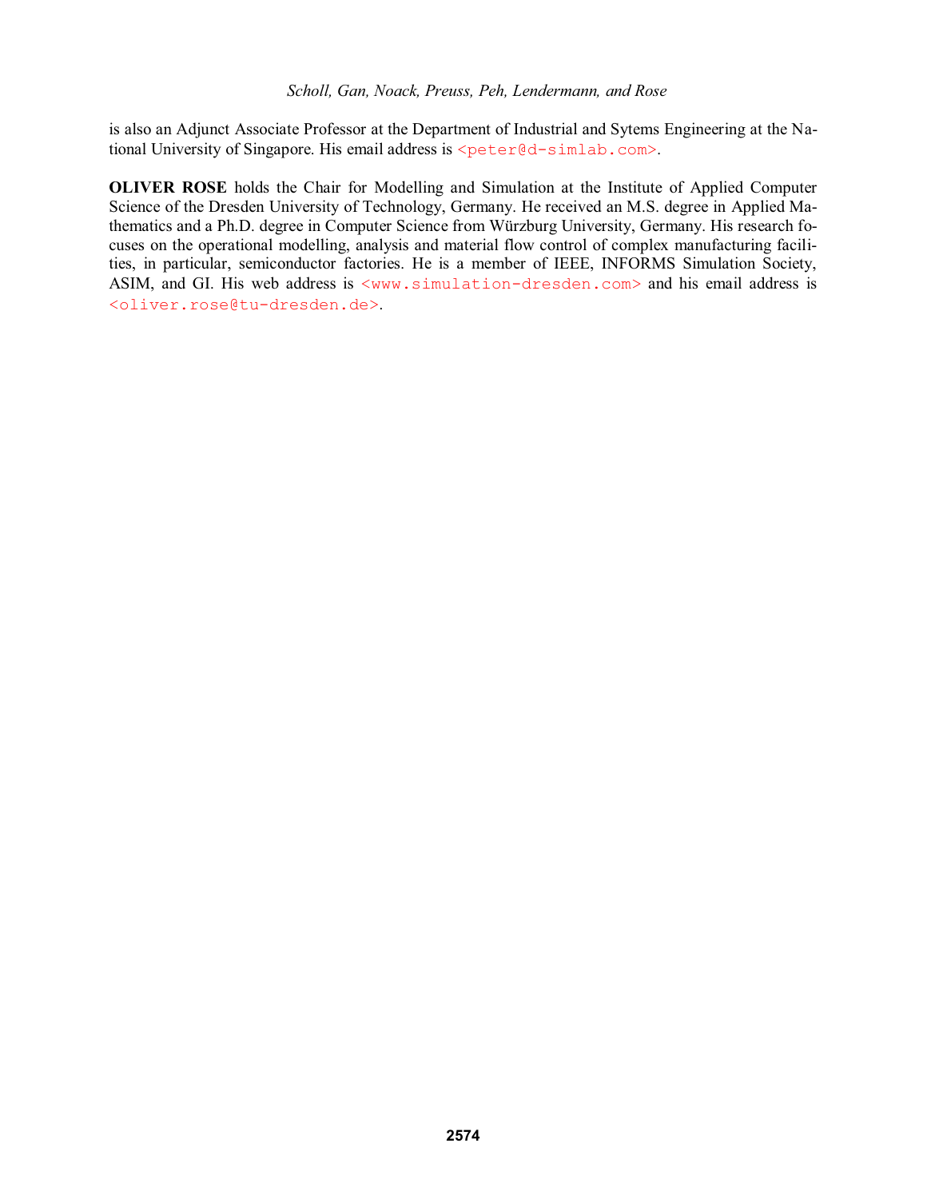is also an Adjunct Associate Professor at the Department of Industrial and Sytems Engineering at the National University of Singapore. His email address is <peter@d-simlab.com>.

**OLIVER ROSE** holds the Chair for Modelling and Simulation at the Institute of Applied Computer Science of the Dresden University of Technology, Germany. He received an M.S. degree in Applied Mathematics and a Ph.D. degree in Computer Science from Würzburg University, Germany. His research focuses on the operational modelling, analysis and material flow control of complex manufacturing facilities, in particular, semiconductor factories. He is a member of IEEE, INFORMS Simulation Society, ASIM, and GI. His web address is <www.simulation-dresden.com> and his email address is <oliver.rose@tu-dresden.de>.